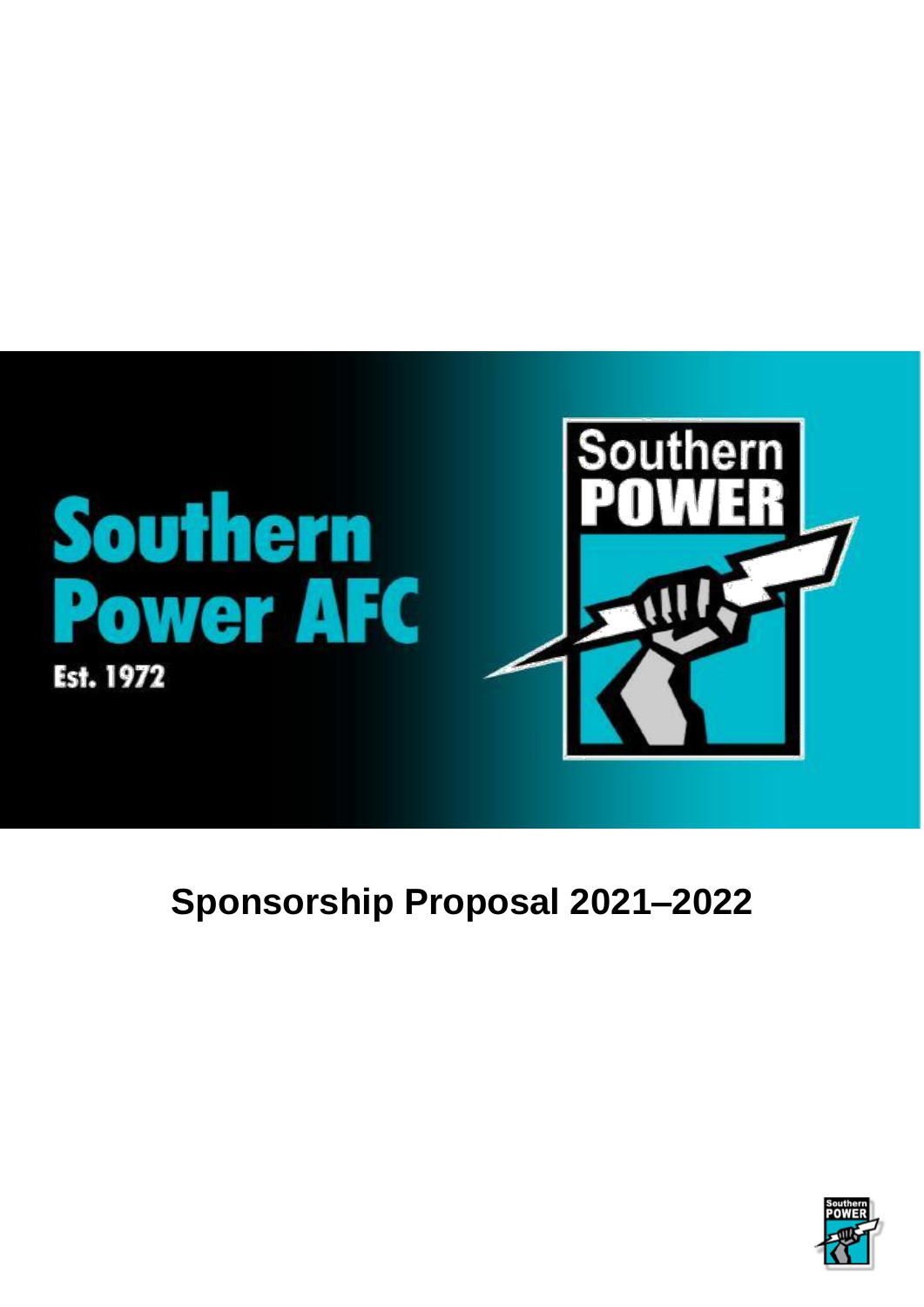# Southern Power AFC

Est. 1972

Southern POWER

## Sponsorship Proposal 2021–2022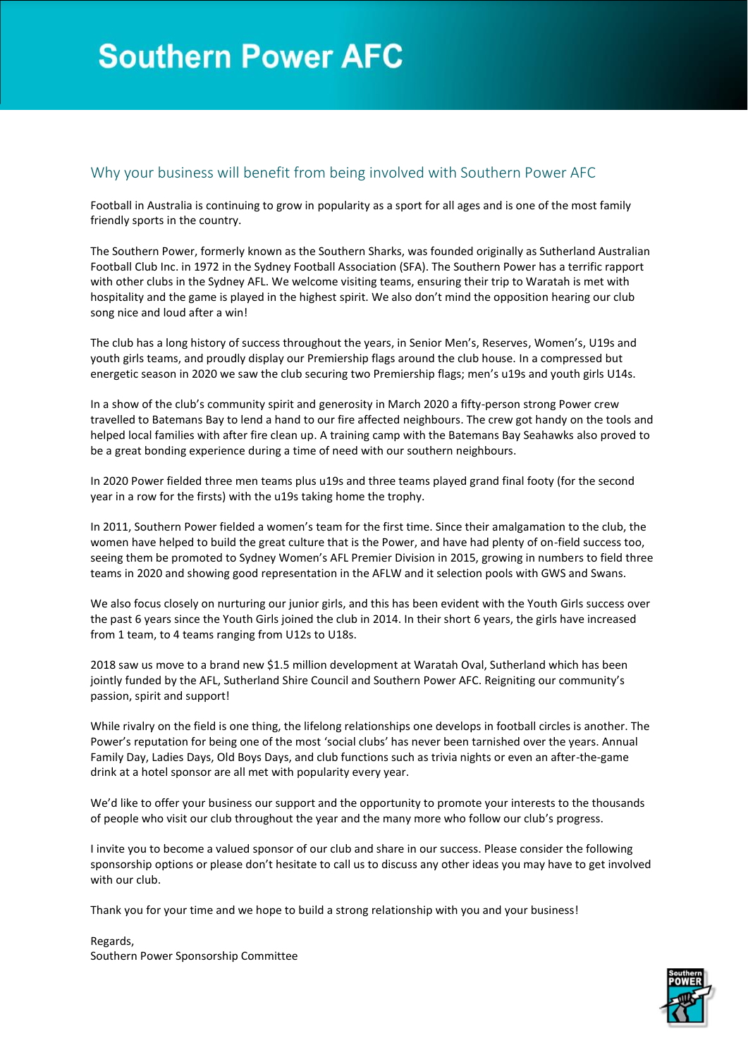# Southern Power AFC

## Why your business will benefit from being involved with Southern Power AFC

Football in Australia is continuing to grow in popularity as a sport for all ages and is one of the most family friendly sports in the country.

The Southern Power, formerly known as the Southern Sharks, was founded originally as Sutherland Australian Football Club Inc. in 1972 in the Sydney Football Association (SFA). The Southern Power has a terrific rapport with other clubs in the Sydney AFL. We welcome visiting teams, ensuring their trip to Waratah is met with hospitality and the game is played in the highest spirit. We also don't mind the opposition hearing our club song nice and loud after a win!

The club has a long history of success throughout the years, in Senior Men's, Reserves, Women's, U19s and youth girls teams, and proudly display our Premiership flags around the club house. In a compressed but energetic season in 2020 we saw the club securing two Premiership flags; men's u19s and youth girls U14s.

In a show of the club's community spirit and generosity in March 2020 a fifty-person strong Power crew travelled to Batemans Bay to lend a hand to our fire affected neighbours. The crew got handy on the tools and helped local families with after fire clean up. A training camp with the Batemans Bay Seahawks also proved to be a great bonding experience during a time of need with our southern neighbours.

In 2020 Power fielded three men teams plus u19s and three teams played grand final footy (for the second year in a row for the firsts) with the u19s taking home the trophy.

In 2011, Southern Power fielded a women's team for the first time. Since their amalgamation to the club, the women have helped to build the great culture that is the Power, and have had plenty of on-field success too, seeing them be promoted to Sydney Women's AFL Premier Division in 2015, growing in numbers to field three teams in 2020 and showing good representation in the AFLW and it selection pools with GWS and Swans.

We also focus closely on nurturing our junior girls, and this has been evident with the Youth Girls success over the past 6 years since the Youth Girls joined the club in 2014. In their short 6 years, the girls have increased from 1 team, to 4 teams ranging from U12s to U18s.

2018 saw us move to a brand new $1.5 million development at Waratah Oval, Sutherland which has been jointly funded by the AFL, Sutherland Shire Council and Southern Power AFC. Reigniting our community's passion, spirit and support!

While rivalry on the field is one thing, the lifelong relationships one develops in football circles is another. The Power's reputation for being one of the most 'social clubs' has never been tarnished over the years. Annual Family Day, Ladies Days, Old Boys Days, and club functions such as trivia nights or even an after-the-game drink at a hotel sponsor are all met with popularity every year.

We'd like to offer your business our support and the opportunity to promote your interests to the thousands of people who visit our club throughout the year and the many more who follow our club's progress.

I invite you to become a valued sponsor of our club and share in our success. Please consider the following sponsorship options or please don't hesitate to call us to discuss any other ideas you may have to get involved with our club.

Thank you for your time and we hope to build a strong relationship with you and your business!

Regards,
Southern Power Sponsorship Committee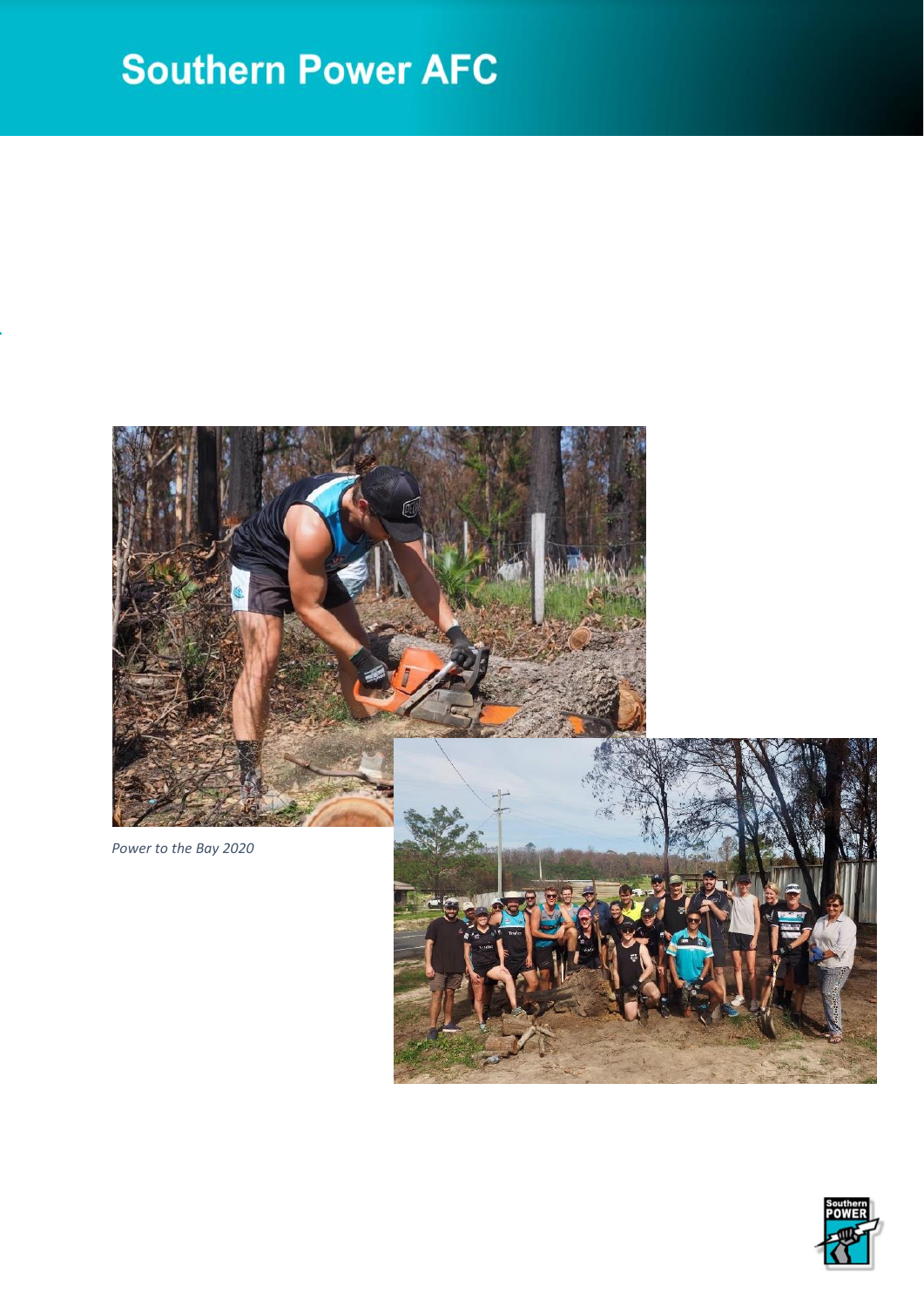*Power to the Bay 2020*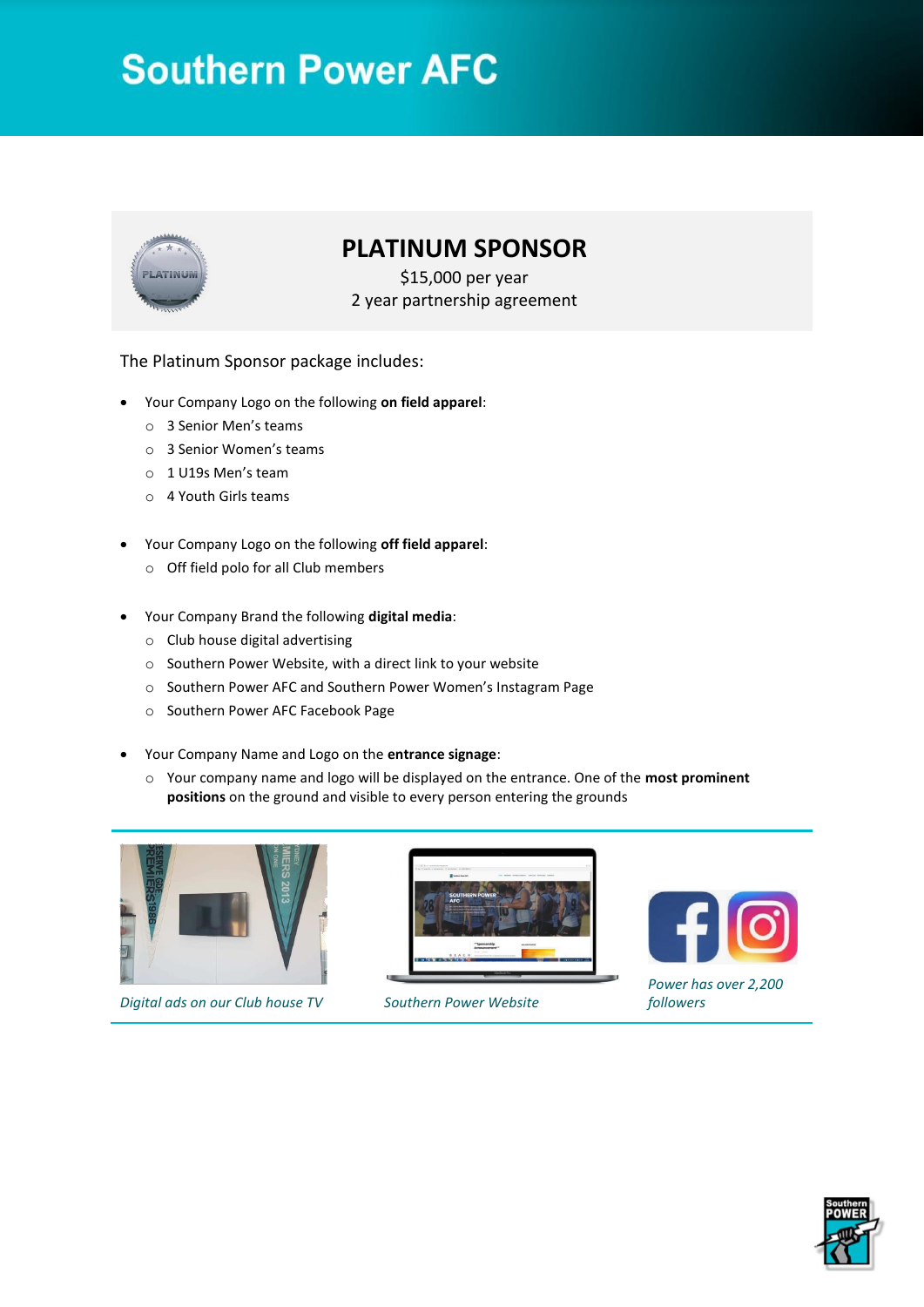# Southern Power AFC

## PLATINUM SPONSOR

$15,000 per year
2 year partnership agreement

The Platinum Sponsor package includes:

- Your Company Logo on the following **on field apparel**:
  - 3 Senior Men's teams
  - 3 Senior Women's teams
  - 1 U19s Men's team
  - 4 Youth Girls teams

- Your Company Logo on the following **off field apparel**:
  - Off field polo for all Club members

- Your Company Brand the following **digital media**:
  - Club house digital advertising
  - Southern Power Website, with a direct link to your website
  - Southern Power AFC and Southern Power Women's Instagram Page
  - Southern Power AFC Facebook Page

- Your Company Name and Logo on the **entrance signage**:
  - Your company name and logo will be displayed on the entrance. One of the **most prominent positions** on the ground and visible to every person entering the grounds

*Digital ads on our Club house TV*

*Southern Power Website*

*Power has over 2,200 followers*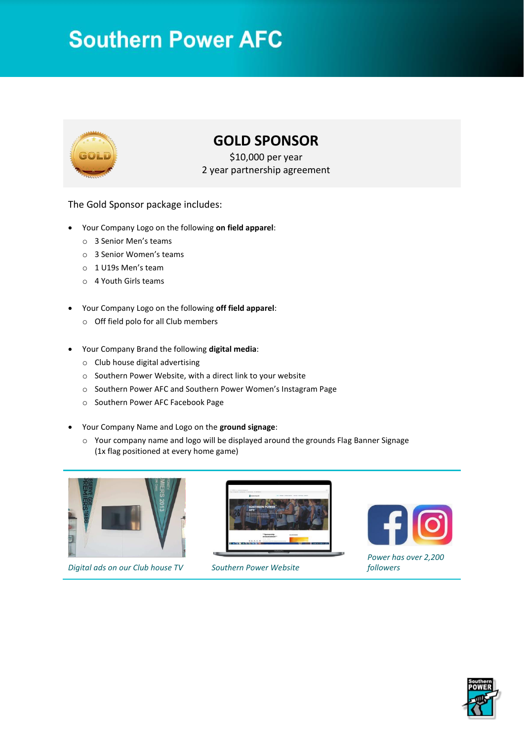# Southern Power AFC

## GOLD SPONSOR

$10,000 per year
2 year partnership agreement

The Gold Sponsor package includes:

- Your Company Logo on the following **on field apparel**:
  - 3 Senior Men's teams
  - 3 Senior Women's teams
  - 1 U19s Men's team
  - 4 Youth Girls teams

- Your Company Logo on the following **off field apparel**:
  - Off field polo for all Club members

- Your Company Brand the following **digital media**:
  - Club house digital advertising
  - Southern Power Website, with a direct link to your website
  - Southern Power AFC and Southern Power Women's Instagram Page
  - Southern Power AFC Facebook Page

- Your Company Name and Logo on the **ground signage**:
  - Your company name and logo will be displayed around the grounds Flag Banner Signage (1x flag positioned at every home game)

*Digital ads on our Club house TV*

*Southern Power Website*

*Power has over 2,200 followers*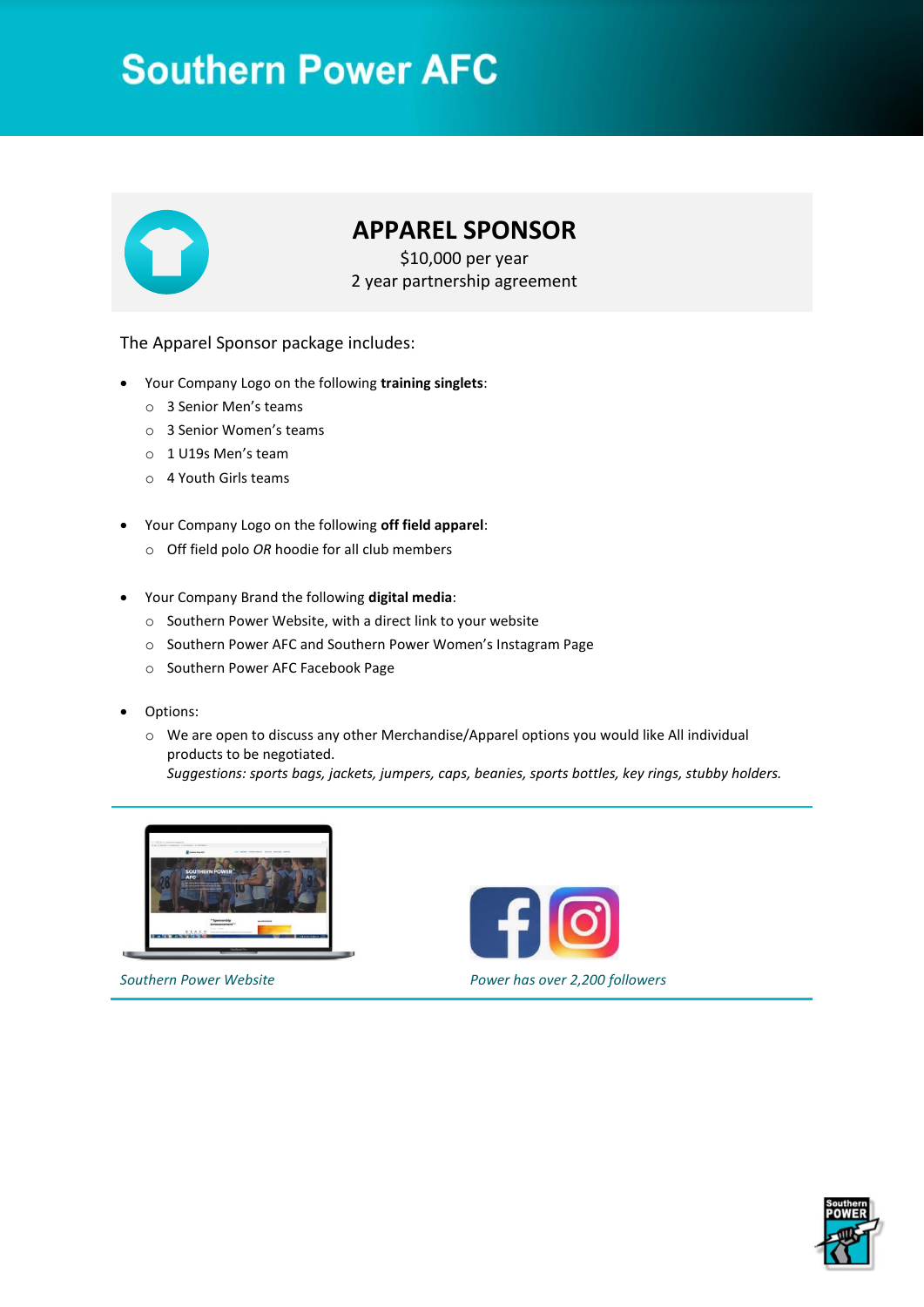# Southern Power AFC

## APPAREL SPONSOR

$10,000 per year
2 year partnership agreement

The Apparel Sponsor package includes:

- Your Company Logo on the following **training singlets**:
  - 3 Senior Men's teams
  - 3 Senior Women's teams
  - 1 U19s Men's team
  - 4 Youth Girls teams

- Your Company Logo on the following **off field apparel**:
  - Off field polo *OR* hoodie for all club members

- Your Company Brand the following **digital media**:
  - Southern Power Website, with a direct link to your website
  - Southern Power AFC and Southern Power Women's Instagram Page
  - Southern Power AFC Facebook Page

- Options:
  - We are open to discuss any other Merchandise/Apparel options you would like All individual products to be negotiated.
    *Suggestions: sports bags, jackets, jumpers, caps, beanies, sports bottles, key rings, stubby holders.*

*Southern Power Website*

*Power has over 2,200 followers*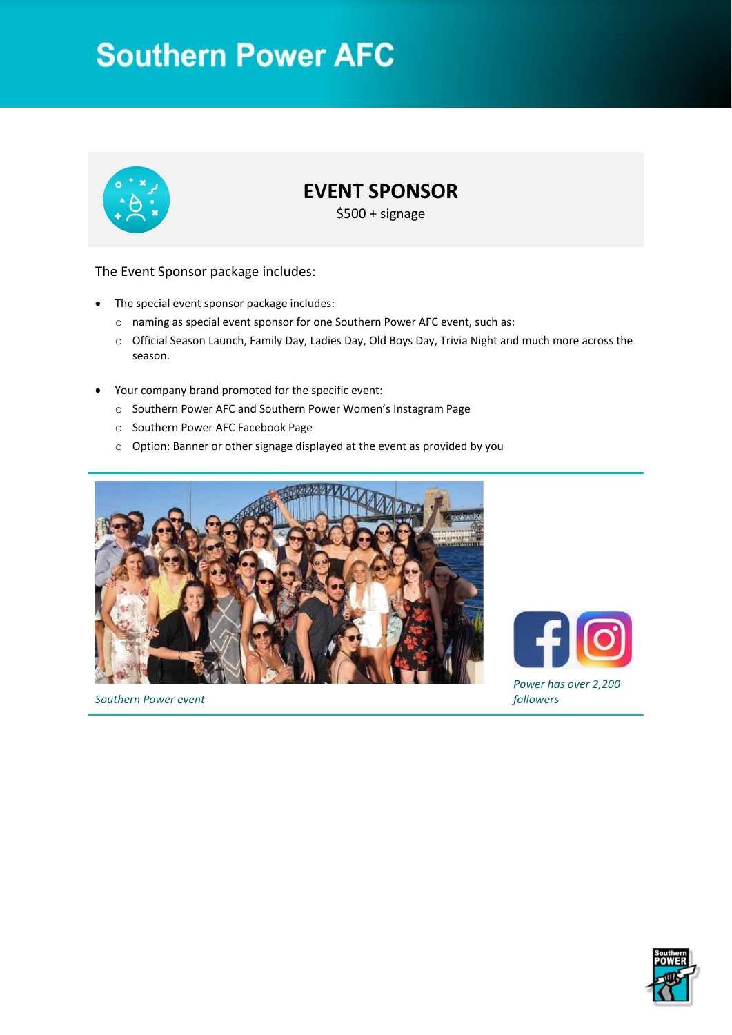# Southern Power AFC

## EVENT SPONSOR

$500 + signage

The Event Sponsor package includes:

- The special event sponsor package includes:
  - naming as special event sponsor for one Southern Power AFC event, such as:
  - Official Season Launch, Family Day, Ladies Day, Old Boys Day, Trivia Night and much more across the season.

- Your company brand promoted for the specific event:
  - Southern Power AFC and Southern Power Women's Instagram Page
  - Southern Power AFC Facebook Page
  - Option: Banner or other signage displayed at the event as provided by you

*Southern Power event*

*Power has over 2,200 followers*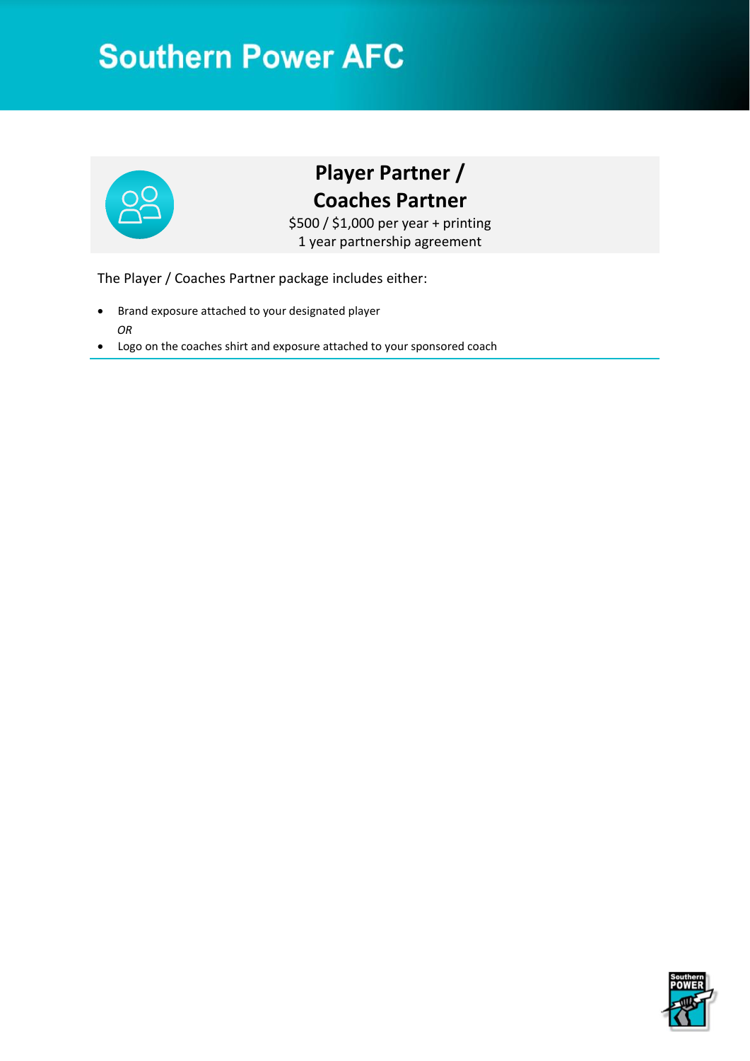# Southern Power AFC

## Player Partner / Coaches Partner

$500 / $1,000 per year + printing
1 year partnership agreement

The Player / Coaches Partner package includes either:

- Brand exposure attached to your designated player

  *OR*

- Logo on the coaches shirt and exposure attached to your sponsored coach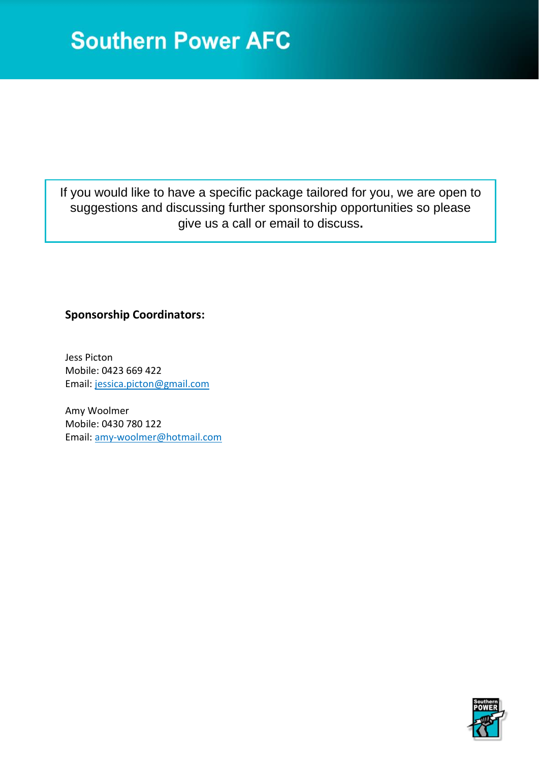# Southern Power AFC

If you would like to have a specific package tailored for you, we are open to suggestions and discussing further sponsorship opportunities so please give us a call or email to discuss.

**Sponsorship Coordinators:**

Jess Picton
Mobile: 0423 669 422
Email: jessica.picton@gmail.com

Amy Woolmer
Mobile: 0430 780 122
Email: amy-woolmer@hotmail.com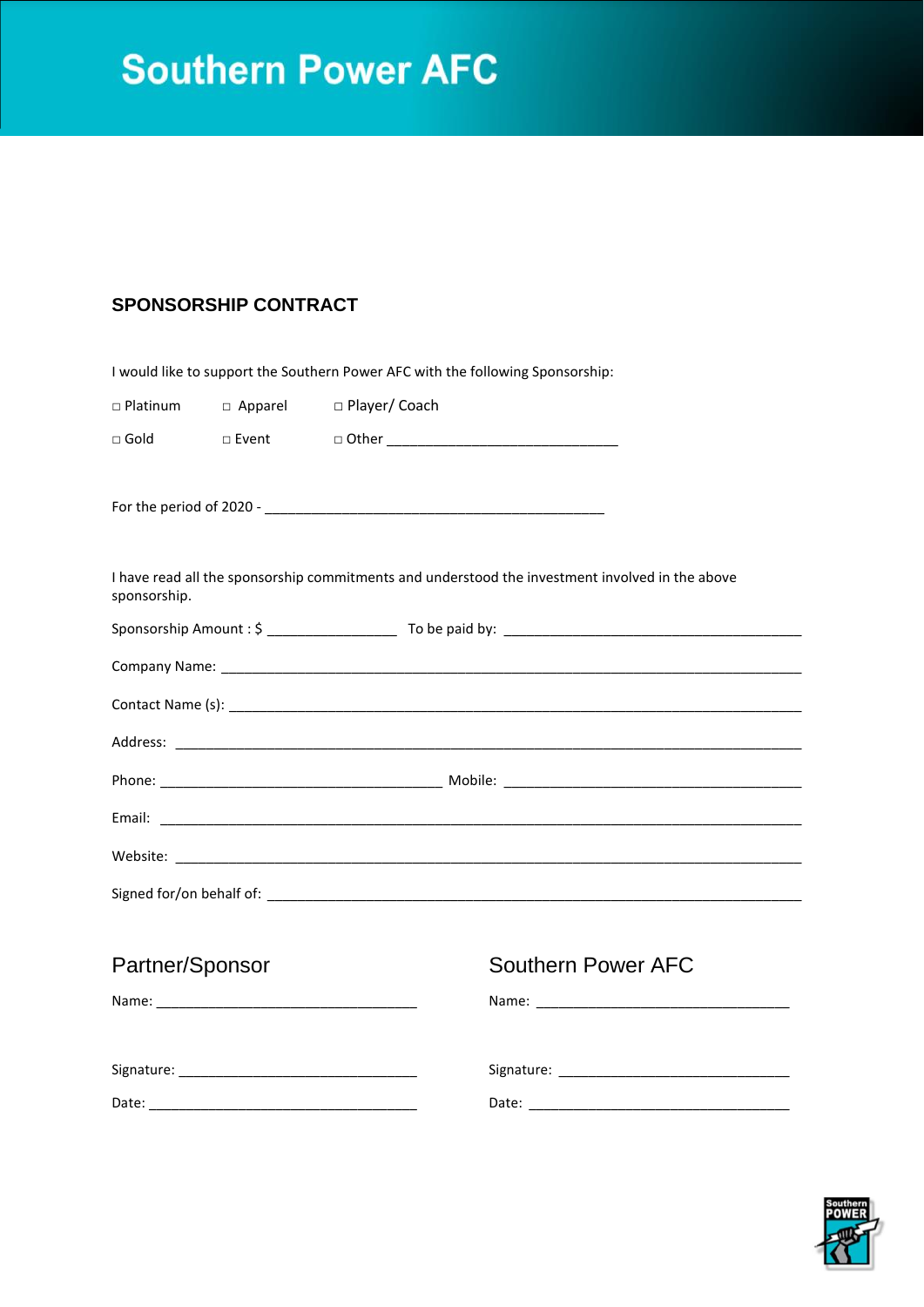# Southern Power AFC

## SPONSORSHIP CONTRACT

I would like to support the Southern Power AFC with the following Sponsorship:

□ Platinum    □ Apparel    □ Player/ Coach

□ Gold    □ Event    □ Other ______________________________

For the period of 2020 - ____________________________________________

I have read all the sponsorship commitments and understood the investment involved in the above sponsorship.

Sponsorship Amount : $ ________________ To be paid by: _______________________________________

Company Name: _______________________________________________________________________________

Contact Name (s): ____________________________________________________________________________

Address: ____________________________________________________________________________________

Phone: _____________________________________ Mobile: _______________________________________

Email: ______________________________________________________________________________________

Website: ____________________________________________________________________________________

Signed for/on behalf of: ________________________________________________________________________

### Partner/Sponsor

Name: __________________________________

Signature: _______________________________

Date: ___________________________________

### Southern Power AFC

Name: __________________________________

Signature: _______________________________

Date: ___________________________________